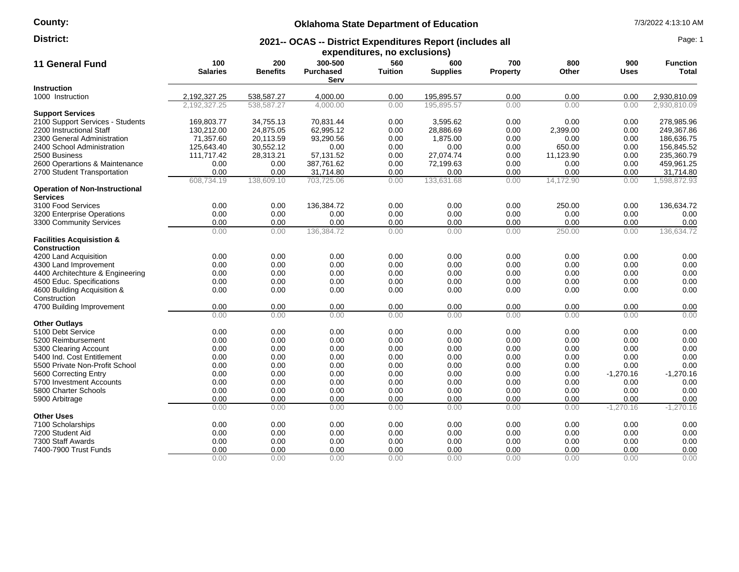County:

District:

# Oklahoma State Department of Education

## 2021-- OCAS -- District Expenditures Report (includes all expenditures, no exclusions)

| 11 General Fund | 100 Salaries | 200 Benefits | 300-500 Purchased Serv | 560 Tuition | 600 Supplies | 700 Property | 800 Other | 900 Uses | Function Total |
|---|---|---|---|---|---|---|---|---|---|
| **Instruction** | | | | | | | | | |
| 1000 Instruction | 2,192,327.25 | 538,587.27 | 4,000.00 | 0.00 | 195,895.57 | 0.00 | 0.00 | 0.00 | 2,930,810.09 |
| | 2,192,327.25 | 538,587.27 | 4,000.00 | 0.00 | 195,895.57 | 0.00 | 0.00 | 0.00 | 2,930,810.09 |
| **Support Services** | | | | | | | | | |
| 2100 Support Services - Students | 169,803.77 | 34,755.13 | 70,831.44 | 0.00 | 3,595.62 | 0.00 | 0.00 | 0.00 | 278,985.96 |
| 2200 Instructional Staff | 130,212.00 | 24,875.05 | 62,995.12 | 0.00 | 28,886.69 | 0.00 | 2,399.00 | 0.00 | 249,367.86 |
| 2300 General Administration | 71,357.60 | 20,113.59 | 93,290.56 | 0.00 | 1,875.00 | 0.00 | 0.00 | 0.00 | 186,636.75 |
| 2400 School Administration | 125,643.40 | 30,552.12 | 0.00 | 0.00 | 0.00 | 0.00 | 650.00 | 0.00 | 156,845.52 |
| 2500 Business | 111,717.42 | 28,313.21 | 57,131.52 | 0.00 | 27,074.74 | 0.00 | 11,123.90 | 0.00 | 235,360.79 |
| 2600 Operartions & Maintenance | 0.00 | 0.00 | 387,761.62 | 0.00 | 72,199.63 | 0.00 | 0.00 | 0.00 | 459,961.25 |
| 2700 Student Transportation | 0.00 | 0.00 | 31,714.80 | 0.00 | 0.00 | 0.00 | 0.00 | 0.00 | 31,714.80 |
| | 608,734.19 | 138,609.10 | 703,725.06 | 0.00 | 133,631.68 | 0.00 | 14,172.90 | 0.00 | 1,598,872.93 |
| **Operation of Non-Instructional Services** | | | | | | | | | |
| 3100 Food Services | 0.00 | 0.00 | 136,384.72 | 0.00 | 0.00 | 0.00 | 250.00 | 0.00 | 136,634.72 |
| 3200 Enterprise Operations | 0.00 | 0.00 | 0.00 | 0.00 | 0.00 | 0.00 | 0.00 | 0.00 | 0.00 |
| 3300 Community Services | 0.00 | 0.00 | 0.00 | 0.00 | 0.00 | 0.00 | 0.00 | 0.00 | 0.00 |
| | 0.00 | 0.00 | 136,384.72 | 0.00 | 0.00 | 0.00 | 250.00 | 0.00 | 136,634.72 |
| **Facilities Acquisistion & Construction** | | | | | | | | | |
| 4200 Land Acquisition | 0.00 | 0.00 | 0.00 | 0.00 | 0.00 | 0.00 | 0.00 | 0.00 | 0.00 |
| 4300 Land Improvement | 0.00 | 0.00 | 0.00 | 0.00 | 0.00 | 0.00 | 0.00 | 0.00 | 0.00 |
| 4400 Architechture & Engineering | 0.00 | 0.00 | 0.00 | 0.00 | 0.00 | 0.00 | 0.00 | 0.00 | 0.00 |
| 4500 Educ. Specifications | 0.00 | 0.00 | 0.00 | 0.00 | 0.00 | 0.00 | 0.00 | 0.00 | 0.00 |
| 4600 Building Acquisition & Construction | 0.00 | 0.00 | 0.00 | 0.00 | 0.00 | 0.00 | 0.00 | 0.00 | 0.00 |
| 4700 Building Improvement | 0.00 | 0.00 | 0.00 | 0.00 | 0.00 | 0.00 | 0.00 | 0.00 | 0.00 |
| | 0.00 | 0.00 | 0.00 | 0.00 | 0.00 | 0.00 | 0.00 | 0.00 | 0.00 |
| **Other Outlays** | | | | | | | | | |
| 5100 Debt Service | 0.00 | 0.00 | 0.00 | 0.00 | 0.00 | 0.00 | 0.00 | 0.00 | 0.00 |
| 5200 Reimbursement | 0.00 | 0.00 | 0.00 | 0.00 | 0.00 | 0.00 | 0.00 | 0.00 | 0.00 |
| 5300 Clearing Account | 0.00 | 0.00 | 0.00 | 0.00 | 0.00 | 0.00 | 0.00 | 0.00 | 0.00 |
| 5400 Ind. Cost Entitlement | 0.00 | 0.00 | 0.00 | 0.00 | 0.00 | 0.00 | 0.00 | 0.00 | 0.00 |
| 5500 Private Non-Profit School | 0.00 | 0.00 | 0.00 | 0.00 | 0.00 | 0.00 | 0.00 | 0.00 | 0.00 |
| 5600 Correcting Entry | 0.00 | 0.00 | 0.00 | 0.00 | 0.00 | 0.00 | 0.00 | -1,270.16 | -1,270.16 |
| 5700 Investment Accounts | 0.00 | 0.00 | 0.00 | 0.00 | 0.00 | 0.00 | 0.00 | 0.00 | 0.00 |
| 5800 Charter Schools | 0.00 | 0.00 | 0.00 | 0.00 | 0.00 | 0.00 | 0.00 | 0.00 | 0.00 |
| 5900 Arbitrage | 0.00 | 0.00 | 0.00 | 0.00 | 0.00 | 0.00 | 0.00 | 0.00 | 0.00 |
| | 0.00 | 0.00 | 0.00 | 0.00 | 0.00 | 0.00 | 0.00 | -1,270.16 | -1,270.16 |
| **Other Uses** | | | | | | | | | |
| 7100 Scholarships | 0.00 | 0.00 | 0.00 | 0.00 | 0.00 | 0.00 | 0.00 | 0.00 | 0.00 |
| 7200 Student Aid | 0.00 | 0.00 | 0.00 | 0.00 | 0.00 | 0.00 | 0.00 | 0.00 | 0.00 |
| 7300 Staff Awards | 0.00 | 0.00 | 0.00 | 0.00 | 0.00 | 0.00 | 0.00 | 0.00 | 0.00 |
| 7400-7900 Trust Funds | 0.00 | 0.00 | 0.00 | 0.00 | 0.00 | 0.00 | 0.00 | 0.00 | 0.00 |
| | 0.00 | 0.00 | 0.00 | 0.00 | 0.00 | 0.00 | 0.00 | 0.00 | 0.00 |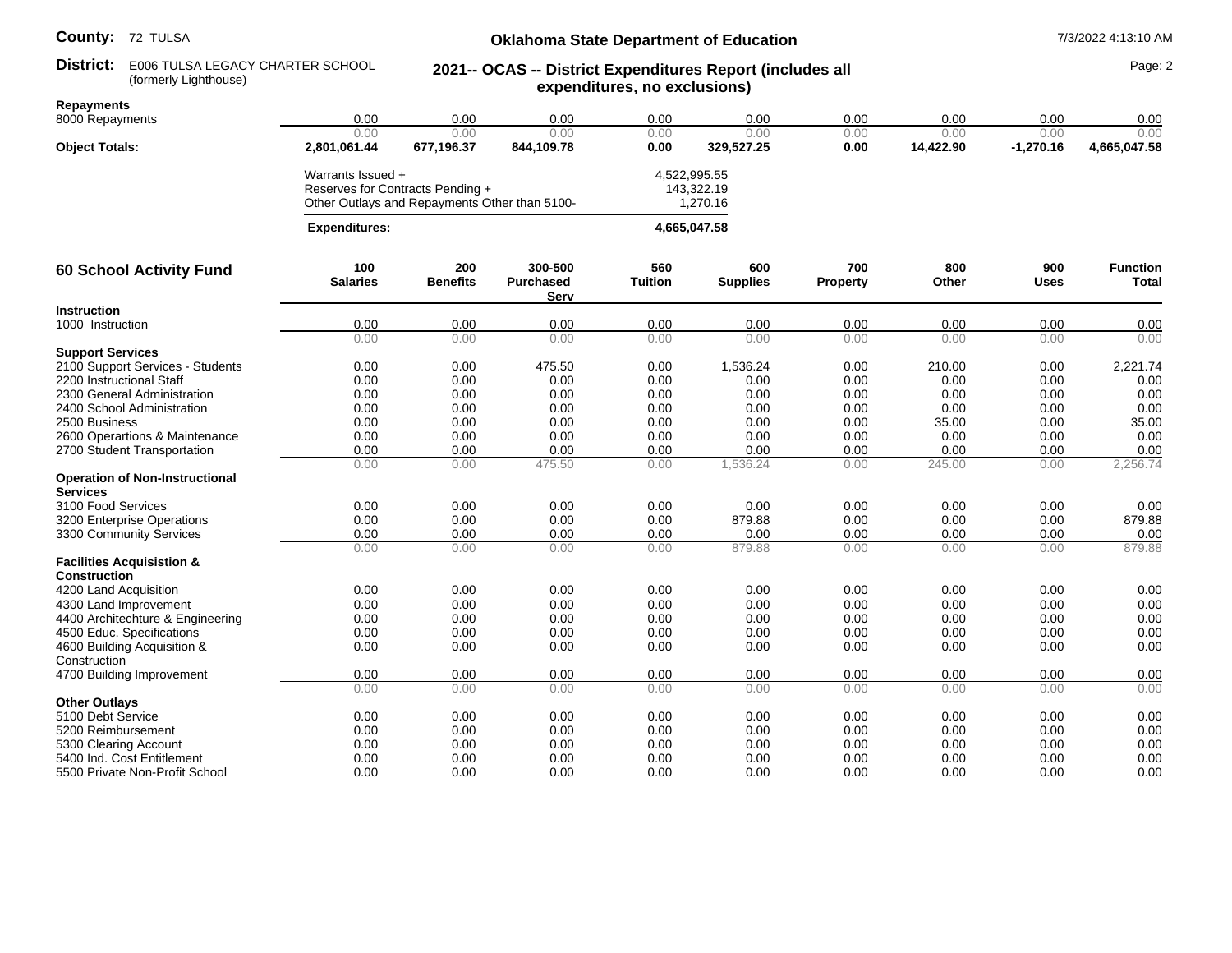**County:** 72 TULSA

**Oklahoma State Department of Education**

7/3/2022 4:13:10 AM

**District:** E006 TULSA LEGACY CHARTER SCHOOL (formerly Lighthouse)

**2021-- OCAS -- District Expenditures Report (includes all expenditures, no exclusions)**

| | | | | | | | | | |
|---|---|---|---|---|---|---|---|---|---|
| **Repayments** | | | | | | | | | |
| 8000 Repayments | 0.00 | 0.00 | 0.00 | 0.00 | 0.00 | 0.00 | 0.00 | 0.00 | 0.00 |
| | 0.00 | 0.00 | 0.00 | 0.00 | 0.00 | 0.00 | 0.00 | 0.00 | 0.00 |
| **Object Totals:** | **2,801,061.44** | **677,196.37** | **844,109.78** | **0.00** | **329,527.25** | **0.00** | **14,422.90** | **-1,270.16** | **4,665,047.58** |

| | |
|---|---|
| Warrants Issued + | 4,522,995.55 |
| Reserves for Contracts Pending + | 143,322.19 |
| Other Outlays and Repayments Other than 5100- | 1,270.16 |
| **Expenditures:** | **4,665,047.58** |

## 60 School Activity Fund

| | 100 Salaries | 200 Benefits | 300-500 Purchased Serv | 560 Tuition | 600 Supplies | 700 Property | 800 Other | 900 Uses | Function Total |
|---|---|---|---|---|---|---|---|---|---|
| **Instruction** | | | | | | | | | |
| 1000 Instruction | 0.00 | 0.00 | 0.00 | 0.00 | 0.00 | 0.00 | 0.00 | 0.00 | 0.00 |
| | 0.00 | 0.00 | 0.00 | 0.00 | 0.00 | 0.00 | 0.00 | 0.00 | 0.00 |
| **Support Services** | | | | | | | | | |
| 2100 Support Services - Students | 0.00 | 0.00 | 475.50 | 0.00 | 1,536.24 | 0.00 | 210.00 | 0.00 | 2,221.74 |
| 2200 Instructional Staff | 0.00 | 0.00 | 0.00 | 0.00 | 0.00 | 0.00 | 0.00 | 0.00 | 0.00 |
| 2300 General Administration | 0.00 | 0.00 | 0.00 | 0.00 | 0.00 | 0.00 | 0.00 | 0.00 | 0.00 |
| 2400 School Administration | 0.00 | 0.00 | 0.00 | 0.00 | 0.00 | 0.00 | 0.00 | 0.00 | 0.00 |
| 2500 Business | 0.00 | 0.00 | 0.00 | 0.00 | 0.00 | 0.00 | 35.00 | 0.00 | 35.00 |
| 2600 Operartions & Maintenance | 0.00 | 0.00 | 0.00 | 0.00 | 0.00 | 0.00 | 0.00 | 0.00 | 0.00 |
| 2700 Student Transportation | 0.00 | 0.00 | 0.00 | 0.00 | 0.00 | 0.00 | 0.00 | 0.00 | 0.00 |
| | 0.00 | 0.00 | 475.50 | 0.00 | 1,536.24 | 0.00 | 245.00 | 0.00 | 2,256.74 |
| **Operation of Non-Instructional Services** | | | | | | | | | |
| 3100 Food Services | 0.00 | 0.00 | 0.00 | 0.00 | 0.00 | 0.00 | 0.00 | 0.00 | 0.00 |
| 3200 Enterprise Operations | 0.00 | 0.00 | 0.00 | 0.00 | 879.88 | 0.00 | 0.00 | 0.00 | 879.88 |
| 3300 Community Services | 0.00 | 0.00 | 0.00 | 0.00 | 0.00 | 0.00 | 0.00 | 0.00 | 0.00 |
| | 0.00 | 0.00 | 0.00 | 0.00 | 879.88 | 0.00 | 0.00 | 0.00 | 879.88 |
| **Facilities Acquisistion & Construction** | | | | | | | | | |
| 4200 Land Acquisition | 0.00 | 0.00 | 0.00 | 0.00 | 0.00 | 0.00 | 0.00 | 0.00 | 0.00 |
| 4300 Land Improvement | 0.00 | 0.00 | 0.00 | 0.00 | 0.00 | 0.00 | 0.00 | 0.00 | 0.00 |
| 4400 Architechture & Engineering | 0.00 | 0.00 | 0.00 | 0.00 | 0.00 | 0.00 | 0.00 | 0.00 | 0.00 |
| 4500 Educ. Specifications | 0.00 | 0.00 | 0.00 | 0.00 | 0.00 | 0.00 | 0.00 | 0.00 | 0.00 |
| 4600 Building Acquisition & Construction | 0.00 | 0.00 | 0.00 | 0.00 | 0.00 | 0.00 | 0.00 | 0.00 | 0.00 |
| 4700 Building Improvement | 0.00 | 0.00 | 0.00 | 0.00 | 0.00 | 0.00 | 0.00 | 0.00 | 0.00 |
| | 0.00 | 0.00 | 0.00 | 0.00 | 0.00 | 0.00 | 0.00 | 0.00 | 0.00 |
| **Other Outlays** | | | | | | | | | |
| 5100 Debt Service | 0.00 | 0.00 | 0.00 | 0.00 | 0.00 | 0.00 | 0.00 | 0.00 | 0.00 |
| 5200 Reimbursement | 0.00 | 0.00 | 0.00 | 0.00 | 0.00 | 0.00 | 0.00 | 0.00 | 0.00 |
| 5300 Clearing Account | 0.00 | 0.00 | 0.00 | 0.00 | 0.00 | 0.00 | 0.00 | 0.00 | 0.00 |
| 5400 Ind. Cost Entitlement | 0.00 | 0.00 | 0.00 | 0.00 | 0.00 | 0.00 | 0.00 | 0.00 | 0.00 |
| 5500 Private Non-Profit School | 0.00 | 0.00 | 0.00 | 0.00 | 0.00 | 0.00 | 0.00 | 0.00 | 0.00 |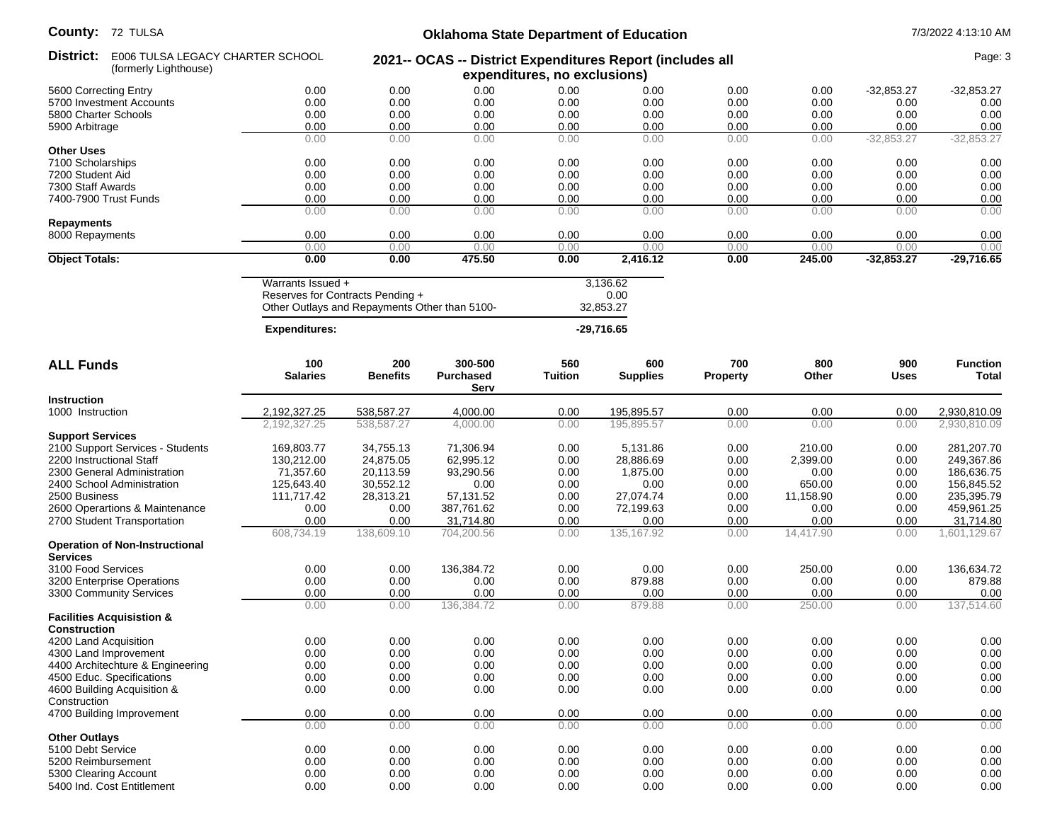**County:** 72 TULSA

**District:** E006 TULSA LEGACY CHARTER SCHOOL (formerly Lighthouse)

## Oklahoma State Department of Education

### 2021-- OCAS -- District Expenditures Report (includes all expenditures, no exclusions)

| | | | | | | | | | |
|---|---|---|---|---|---|---|---|---|---|
| 5600 Correcting Entry | 0.00 | 0.00 | 0.00 | 0.00 | 0.00 | 0.00 | 0.00 | -32,853.27 | -32,853.27 |
| 5700 Investment Accounts | 0.00 | 0.00 | 0.00 | 0.00 | 0.00 | 0.00 | 0.00 | 0.00 | 0.00 |
| 5800 Charter Schools | 0.00 | 0.00 | 0.00 | 0.00 | 0.00 | 0.00 | 0.00 | 0.00 | 0.00 |
| 5900 Arbitrage | 0.00 | 0.00 | 0.00 | 0.00 | 0.00 | 0.00 | 0.00 | 0.00 | 0.00 |
| | 0.00 | 0.00 | 0.00 | 0.00 | 0.00 | 0.00 | 0.00 | -32,853.27 | -32,853.27 |
| **Other Uses** | | | | | | | | | |
| 7100 Scholarships | 0.00 | 0.00 | 0.00 | 0.00 | 0.00 | 0.00 | 0.00 | 0.00 | 0.00 |
| 7200 Student Aid | 0.00 | 0.00 | 0.00 | 0.00 | 0.00 | 0.00 | 0.00 | 0.00 | 0.00 |
| 7300 Staff Awards | 0.00 | 0.00 | 0.00 | 0.00 | 0.00 | 0.00 | 0.00 | 0.00 | 0.00 |
| 7400-7900 Trust Funds | 0.00 | 0.00 | 0.00 | 0.00 | 0.00 | 0.00 | 0.00 | 0.00 | 0.00 |
| | 0.00 | 0.00 | 0.00 | 0.00 | 0.00 | 0.00 | 0.00 | 0.00 | 0.00 |
| **Repayments** | | | | | | | | | |
| 8000 Repayments | 0.00 | 0.00 | 0.00 | 0.00 | 0.00 | 0.00 | 0.00 | 0.00 | 0.00 |
| | 0.00 | 0.00 | 0.00 | 0.00 | 0.00 | 0.00 | 0.00 | 0.00 | 0.00 |
| **Object Totals:** | **0.00** | **0.00** | **475.50** | **0.00** | **2,416.12** | **0.00** | **245.00** | **-32,853.27** | **-29,716.65** |

| | |
|---|---|
| Warrants Issued + | 3,136.62 |
| Reserves for Contracts Pending + | 0.00 |
| Other Outlays and Repayments Other than 5100- | 32,853.27 |
| **Expenditures:** | **-29,716.65** |

| **ALL Funds** | **100 Salaries** | **200 Benefits** | **300-500 Purchased Serv** | **560 Tuition** | **600 Supplies** | **700 Property** | **800 Other** | **900 Uses** | **Function Total** |
|---|---|---|---|---|---|---|---|---|---|
| **Instruction** | | | | | | | | | |
| 1000 Instruction | 2,192,327.25 | 538,587.27 | 4,000.00 | 0.00 | 195,895.57 | 0.00 | 0.00 | 0.00 | 2,930,810.09 |
| | 2,192,327.25 | 538,587.27 | 4,000.00 | 0.00 | 195,895.57 | 0.00 | 0.00 | 0.00 | 2,930,810.09 |
| **Support Services** | | | | | | | | | |
| 2100 Support Services - Students | 169,803.77 | 34,755.13 | 71,306.94 | 0.00 | 5,131.86 | 0.00 | 210.00 | 0.00 | 281,207.70 |
| 2200 Instructional Staff | 130,212.00 | 24,875.05 | 62,995.12 | 0.00 | 28,886.69 | 0.00 | 2,399.00 | 0.00 | 249,367.86 |
| 2300 General Administration | 71,357.60 | 20,113.59 | 93,290.56 | 0.00 | 1,875.00 | 0.00 | 0.00 | 0.00 | 186,636.75 |
| 2400 School Administration | 125,643.40 | 30,552.12 | 0.00 | 0.00 | 0.00 | 0.00 | 650.00 | 0.00 | 156,845.52 |
| 2500 Business | 111,717.42 | 28,313.21 | 57,131.52 | 0.00 | 27,074.74 | 0.00 | 11,158.90 | 0.00 | 235,395.79 |
| 2600 Operartions & Maintenance | 0.00 | 0.00 | 387,761.62 | 0.00 | 72,199.63 | 0.00 | 0.00 | 0.00 | 459,961.25 |
| 2700 Student Transportation | 0.00 | 0.00 | 31,714.80 | 0.00 | 0.00 | 0.00 | 0.00 | 0.00 | 31,714.80 |
| | 608,734.19 | 138,609.10 | 704,200.56 | 0.00 | 135,167.92 | 0.00 | 14,417.90 | 0.00 | 1,601,129.67 |
| **Operation of Non-Instructional Services** | | | | | | | | | |
| 3100 Food Services | 0.00 | 0.00 | 136,384.72 | 0.00 | 0.00 | 0.00 | 250.00 | 0.00 | 136,634.72 |
| 3200 Enterprise Operations | 0.00 | 0.00 | 0.00 | 0.00 | 879.88 | 0.00 | 0.00 | 0.00 | 879.88 |
| 3300 Community Services | 0.00 | 0.00 | 0.00 | 0.00 | 0.00 | 0.00 | 0.00 | 0.00 | 0.00 |
| | 0.00 | 0.00 | 136,384.72 | 0.00 | 879.88 | 0.00 | 250.00 | 0.00 | 137,514.60 |
| **Facilities Acquisistion & Construction** | | | | | | | | | |
| 4200 Land Acquisition | 0.00 | 0.00 | 0.00 | 0.00 | 0.00 | 0.00 | 0.00 | 0.00 | 0.00 |
| 4300 Land Improvement | 0.00 | 0.00 | 0.00 | 0.00 | 0.00 | 0.00 | 0.00 | 0.00 | 0.00 |
| 4400 Architechture & Engineering | 0.00 | 0.00 | 0.00 | 0.00 | 0.00 | 0.00 | 0.00 | 0.00 | 0.00 |
| 4500 Educ. Specifications | 0.00 | 0.00 | 0.00 | 0.00 | 0.00 | 0.00 | 0.00 | 0.00 | 0.00 |
| 4600 Building Acquisition & Construction | 0.00 | 0.00 | 0.00 | 0.00 | 0.00 | 0.00 | 0.00 | 0.00 | 0.00 |
| 4700 Building Improvement | 0.00 | 0.00 | 0.00 | 0.00 | 0.00 | 0.00 | 0.00 | 0.00 | 0.00 |
| | 0.00 | 0.00 | 0.00 | 0.00 | 0.00 | 0.00 | 0.00 | 0.00 | 0.00 |
| **Other Outlays** | | | | | | | | | |
| 5100 Debt Service | 0.00 | 0.00 | 0.00 | 0.00 | 0.00 | 0.00 | 0.00 | 0.00 | 0.00 |
| 5200 Reimbursement | 0.00 | 0.00 | 0.00 | 0.00 | 0.00 | 0.00 | 0.00 | 0.00 | 0.00 |
| 5300 Clearing Account | 0.00 | 0.00 | 0.00 | 0.00 | 0.00 | 0.00 | 0.00 | 0.00 | 0.00 |
| 5400 Ind. Cost Entitlement | 0.00 | 0.00 | 0.00 | 0.00 | 0.00 | 0.00 | 0.00 | 0.00 | 0.00 |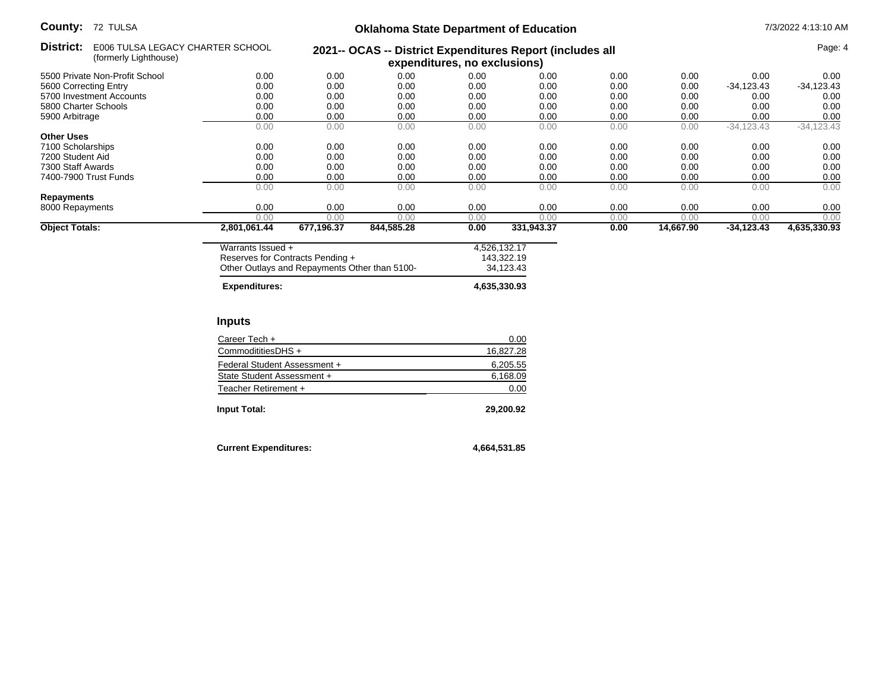**County:** 72 TULSA

**Oklahoma State Department of Education**

**District:** E006 TULSA LEGACY CHARTER SCHOOL (formerly Lighthouse)

**2021-- OCAS -- District Expenditures Report (includes all expenditures, no exclusions)**

| | | | | | | | | | |
|---|---|---|---|---|---|---|---|---|---|
| 5500 Private Non-Profit School | 0.00 | 0.00 | 0.00 | 0.00 | 0.00 | 0.00 | 0.00 | 0.00 | 0.00 |
| 5600 Correcting Entry | 0.00 | 0.00 | 0.00 | 0.00 | 0.00 | 0.00 | 0.00 | -34,123.43 | -34,123.43 |
| 5700 Investment Accounts | 0.00 | 0.00 | 0.00 | 0.00 | 0.00 | 0.00 | 0.00 | 0.00 | 0.00 |
| 5800 Charter Schools | 0.00 | 0.00 | 0.00 | 0.00 | 0.00 | 0.00 | 0.00 | 0.00 | 0.00 |
| 5900 Arbitrage | 0.00 | 0.00 | 0.00 | 0.00 | 0.00 | 0.00 | 0.00 | 0.00 | 0.00 |
| | 0.00 | 0.00 | 0.00 | 0.00 | 0.00 | 0.00 | 0.00 | -34,123.43 | -34,123.43 |
| **Other Uses** | | | | | | | | | |
| 7100 Scholarships | 0.00 | 0.00 | 0.00 | 0.00 | 0.00 | 0.00 | 0.00 | 0.00 | 0.00 |
| 7200 Student Aid | 0.00 | 0.00 | 0.00 | 0.00 | 0.00 | 0.00 | 0.00 | 0.00 | 0.00 |
| 7300 Staff Awards | 0.00 | 0.00 | 0.00 | 0.00 | 0.00 | 0.00 | 0.00 | 0.00 | 0.00 |
| 7400-7900 Trust Funds | 0.00 | 0.00 | 0.00 | 0.00 | 0.00 | 0.00 | 0.00 | 0.00 | 0.00 |
| | 0.00 | 0.00 | 0.00 | 0.00 | 0.00 | 0.00 | 0.00 | 0.00 | 0.00 |
| **Repayments** | | | | | | | | | |
| 8000 Repayments | 0.00 | 0.00 | 0.00 | 0.00 | 0.00 | 0.00 | 0.00 | 0.00 | 0.00 |
| | 0.00 | 0.00 | 0.00 | 0.00 | 0.00 | 0.00 | 0.00 | 0.00 | 0.00 |
| **Object Totals:** | **2,801,061.44** | **677,196.37** | **844,585.28** | **0.00** | **331,943.37** | **0.00** | **14,667.90** | **-34,123.43** | **4,635,330.93** |

| | |
|---|---|
| Warrants Issued + | 4,526,132.17 |
| Reserves for Contracts Pending + | 143,322.19 |
| Other Outlays and Repayments Other than 5100- | 34,123.43 |
| **Expenditures:** | **4,635,330.93** |

## Inputs

| | |
|---|---|
| Career Tech + | 0.00 |
| CommodititiesDHS + | 16,827.28 |
| Federal Student Assessment + | 6,205.55 |
| State Student Assessment + | 6,168.09 |
| Teacher Retirement + | 0.00 |
| **Input Total:** | **29,200.92** |

**Current Expenditures:** **4,664,531.85**